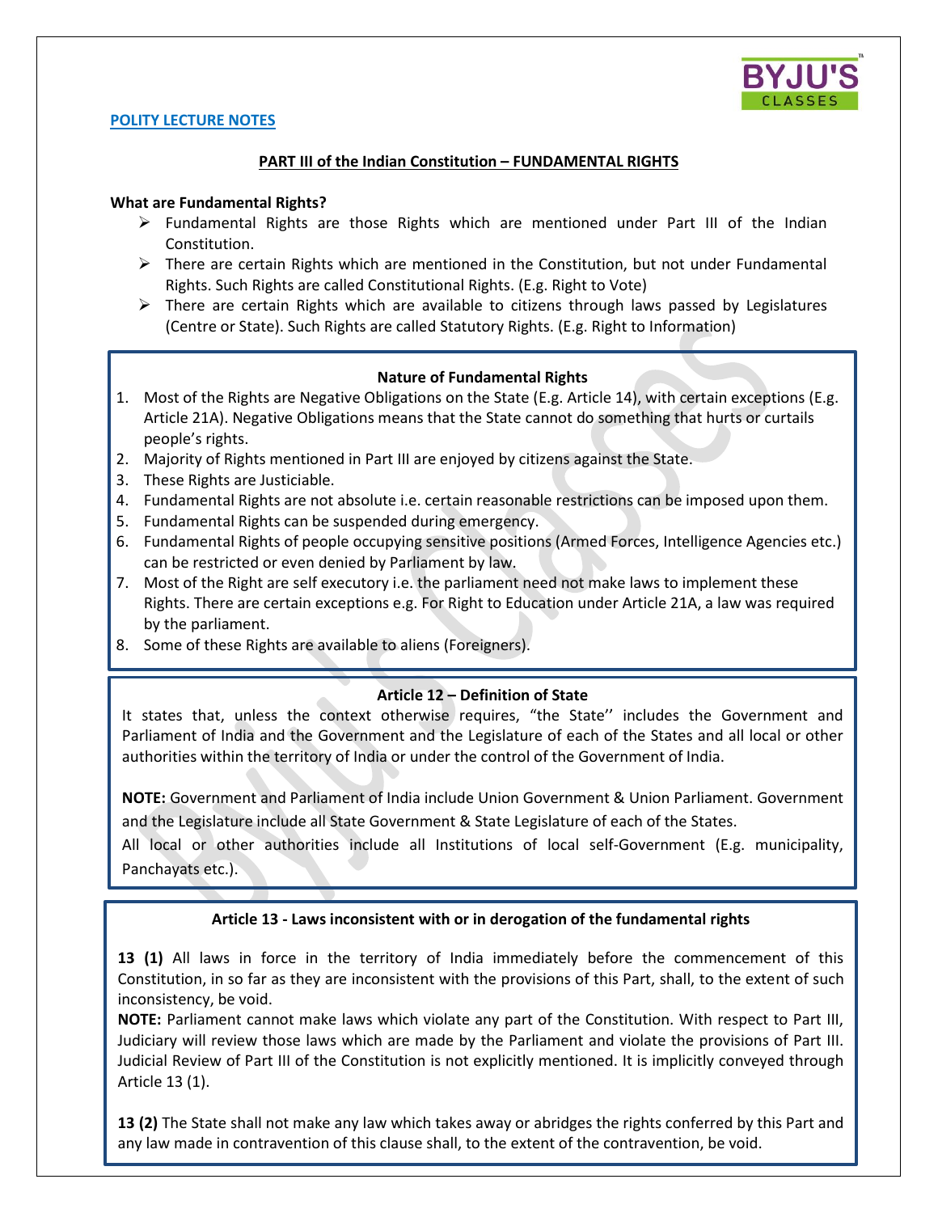**POLITY LECTURE NOTES**

## PART III of the Indian Constitution – FUNDAMENTAL RIGHTS

**What are Fundamental Rights?**

- Fundamental Rights are those Rights which are mentioned under Part III of the Indian Constitution.
- There are certain Rights which are mentioned in the Constitution, but not under Fundamental Rights. Such Rights are called Constitutional Rights. (E.g. Right to Vote)
- There are certain Rights which are available to citizens through laws passed by Legislatures (Centre or State). Such Rights are called Statutory Rights. (E.g. Right to Information)

### Nature of Fundamental Rights

1. Most of the Rights are Negative Obligations on the State (E.g. Article 14), with certain exceptions (E.g. Article 21A). Negative Obligations means that the State cannot do something that hurts or curtails people's rights.
2. Majority of Rights mentioned in Part III are enjoyed by citizens against the State.
3. These Rights are Justiciable.
4. Fundamental Rights are not absolute i.e. certain reasonable restrictions can be imposed upon them.
5. Fundamental Rights can be suspended during emergency.
6. Fundamental Rights of people occupying sensitive positions (Armed Forces, Intelligence Agencies etc.) can be restricted or even denied by Parliament by law.
7. Most of the Right are self executory i.e. the parliament need not make laws to implement these Rights. There are certain exceptions e.g. For Right to Education under Article 21A, a law was required by the parliament.
8. Some of these Rights are available to aliens (Foreigners).

### Article 12 – Definition of State

It states that, unless the context otherwise requires, "the State'' includes the Government and Parliament of India and the Government and the Legislature of each of the States and all local or other authorities within the territory of India or under the control of the Government of India.

**NOTE:** Government and Parliament of India include Union Government & Union Parliament. Government and the Legislature include all State Government & State Legislature of each of the States.
All local or other authorities include all Institutions of local self-Government (E.g. municipality, Panchayats etc.).

### Article 13 - Laws inconsistent with or in derogation of the fundamental rights

**13 (1)** All laws in force in the territory of India immediately before the commencement of this Constitution, in so far as they are inconsistent with the provisions of this Part, shall, to the extent of such inconsistency, be void.

**NOTE:** Parliament cannot make laws which violate any part of the Constitution. With respect to Part III, Judiciary will review those laws which are made by the Parliament and violate the provisions of Part III. Judicial Review of Part III of the Constitution is not explicitly mentioned. It is implicitly conveyed through Article 13 (1).

**13 (2)** The State shall not make any law which takes away or abridges the rights conferred by this Part and any law made in contravention of this clause shall, to the extent of the contravention, be void.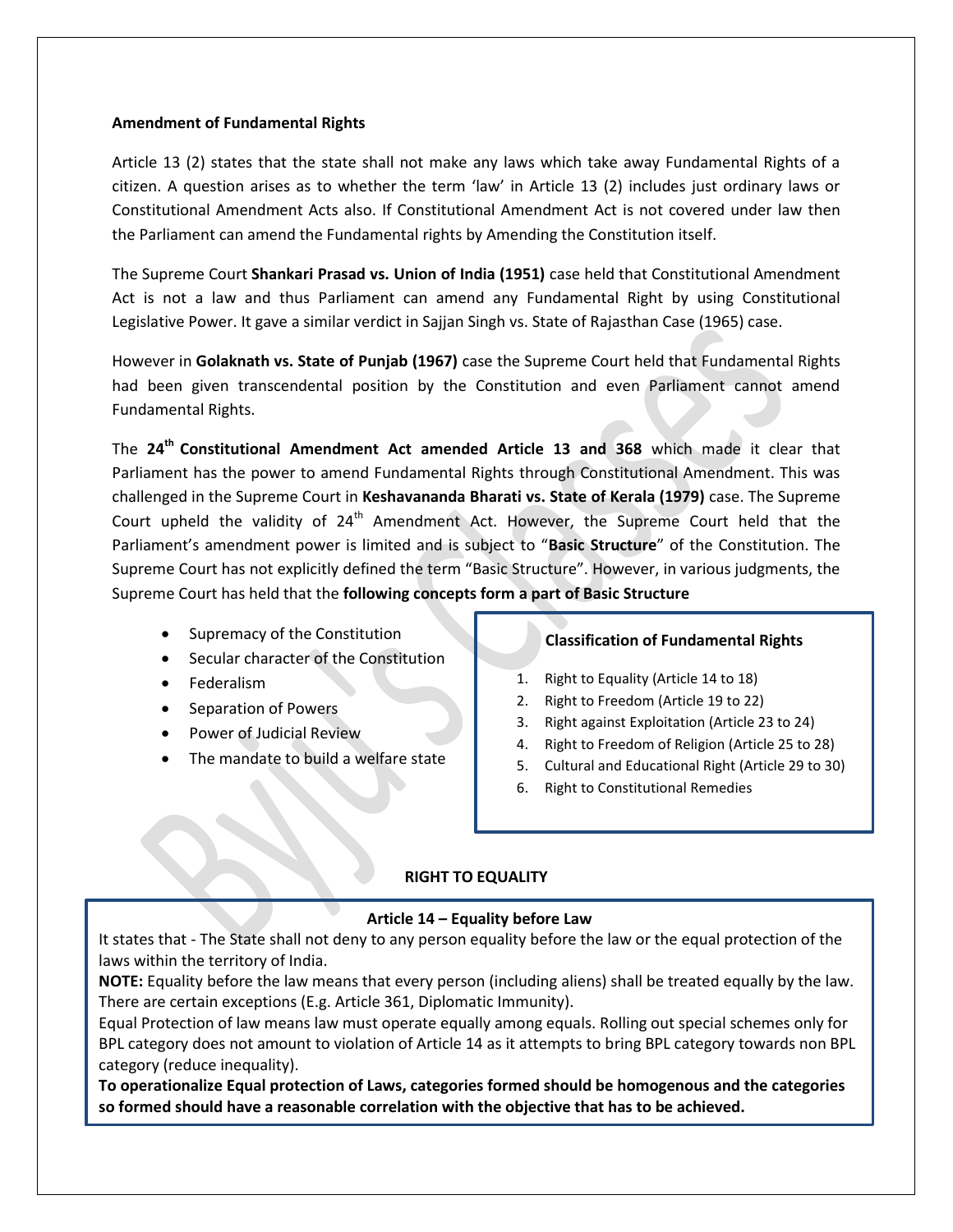**Amendment of Fundamental Rights**

Article 13 (2) states that the state shall not make any laws which take away Fundamental Rights of a citizen. A question arises as to whether the term 'law' in Article 13 (2) includes just ordinary laws or Constitutional Amendment Acts also. If Constitutional Amendment Act is not covered under law then the Parliament can amend the Fundamental rights by Amending the Constitution itself.

The Supreme Court **Shankari Prasad vs. Union of India (1951)** case held that Constitutional Amendment Act is not a law and thus Parliament can amend any Fundamental Right by using Constitutional Legislative Power. It gave a similar verdict in Sajjan Singh vs. State of Rajasthan Case (1965) case.

However in **Golaknath vs. State of Punjab (1967)** case the Supreme Court held that Fundamental Rights had been given transcendental position by the Constitution and even Parliament cannot amend Fundamental Rights.

The **24th Constitutional Amendment Act amended Article 13 and 368** which made it clear that Parliament has the power to amend Fundamental Rights through Constitutional Amendment. This was challenged in the Supreme Court in **Keshavananda Bharati vs. State of Kerala (1979)** case. The Supreme Court upheld the validity of 24th Amendment Act. However, the Supreme Court held that the Parliament's amendment power is limited and is subject to "**Basic Structure**" of the Constitution. The Supreme Court has not explicitly defined the term "Basic Structure". However, in various judgments, the Supreme Court has held that the **following concepts form a part of Basic Structure**

- Supremacy of the Constitution
- Secular character of the Constitution
- Federalism
- Separation of Powers
- Power of Judicial Review
- The mandate to build a welfare state

**Classification of Fundamental Rights**

1. Right to Equality (Article 14 to 18)
2. Right to Freedom (Article 19 to 22)
3. Right against Exploitation (Article 23 to 24)
4. Right to Freedom of Religion (Article 25 to 28)
5. Cultural and Educational Right (Article 29 to 30)
6. Right to Constitutional Remedies

## RIGHT TO EQUALITY

### Article 14 – Equality before Law

It states that - The State shall not deny to any person equality before the law or the equal protection of the laws within the territory of India.

**NOTE:** Equality before the law means that every person (including aliens) shall be treated equally by the law. There are certain exceptions (E.g. Article 361, Diplomatic Immunity).

Equal Protection of law means law must operate equally among equals. Rolling out special schemes only for BPL category does not amount to violation of Article 14 as it attempts to bring BPL category towards non BPL category (reduce inequality).

**To operationalize Equal protection of Laws, categories formed should be homogenous and the categories so formed should have a reasonable correlation with the objective that has to be achieved.**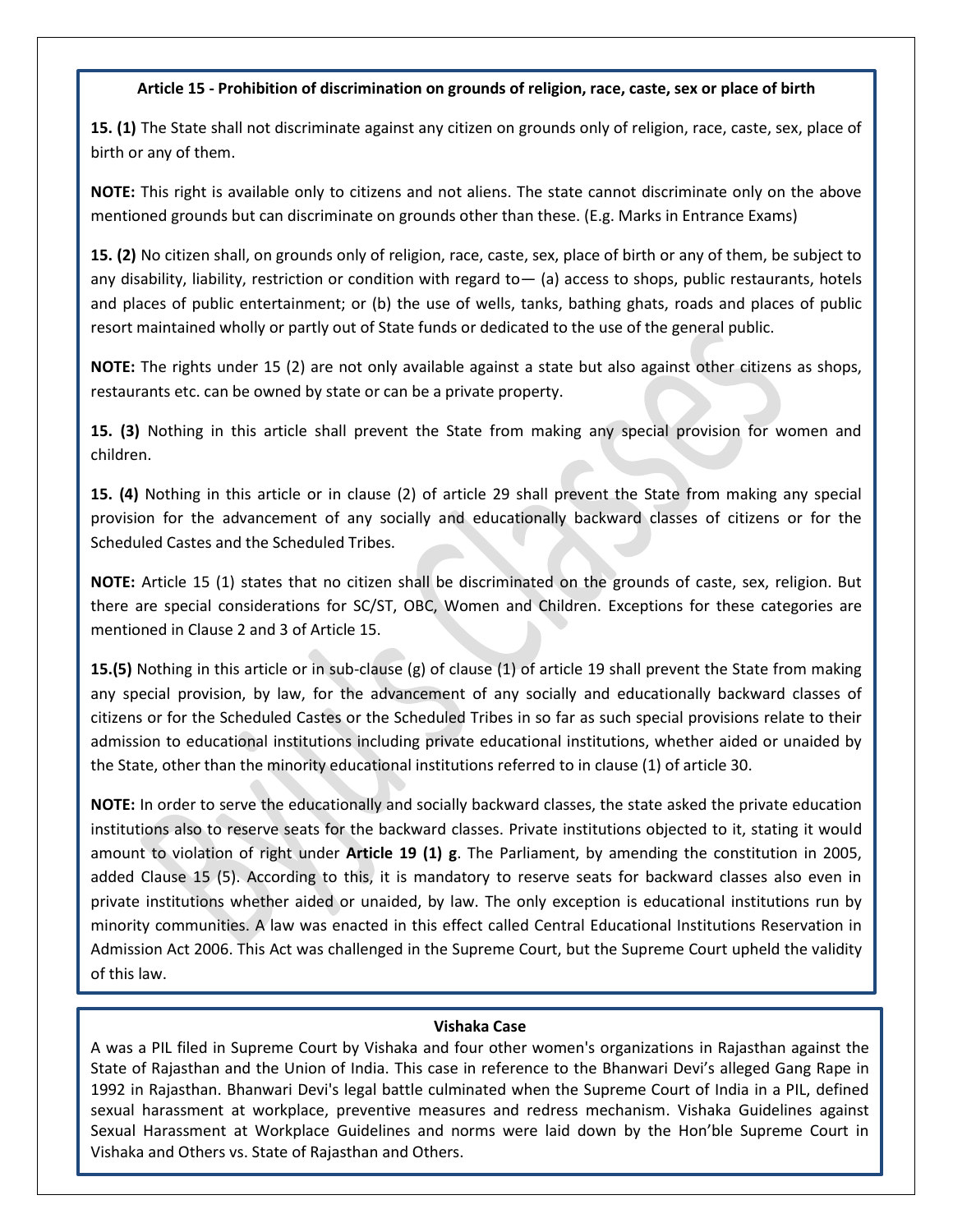**Article 15 - Prohibition of discrimination on grounds of religion, race, caste, sex or place of birth**

**15. (1)** The State shall not discriminate against any citizen on grounds only of religion, race, caste, sex, place of birth or any of them.

**NOTE:** This right is available only to citizens and not aliens. The state cannot discriminate only on the above mentioned grounds but can discriminate on grounds other than these. (E.g. Marks in Entrance Exams)

**15. (2)** No citizen shall, on grounds only of religion, race, caste, sex, place of birth or any of them, be subject to any disability, liability, restriction or condition with regard to— (a) access to shops, public restaurants, hotels and places of public entertainment; or (b) the use of wells, tanks, bathing ghats, roads and places of public resort maintained wholly or partly out of State funds or dedicated to the use of the general public.

**NOTE:** The rights under 15 (2) are not only available against a state but also against other citizens as shops, restaurants etc. can be owned by state or can be a private property.

**15. (3)** Nothing in this article shall prevent the State from making any special provision for women and children.

**15. (4)** Nothing in this article or in clause (2) of article 29 shall prevent the State from making any special provision for the advancement of any socially and educationally backward classes of citizens or for the Scheduled Castes and the Scheduled Tribes.

**NOTE:** Article 15 (1) states that no citizen shall be discriminated on the grounds of caste, sex, religion. But there are special considerations for SC/ST, OBC, Women and Children. Exceptions for these categories are mentioned in Clause 2 and 3 of Article 15.

**15.(5)** Nothing in this article or in sub-clause (g) of clause (1) of article 19 shall prevent the State from making any special provision, by law, for the advancement of any socially and educationally backward classes of citizens or for the Scheduled Castes or the Scheduled Tribes in so far as such special provisions relate to their admission to educational institutions including private educational institutions, whether aided or unaided by the State, other than the minority educational institutions referred to in clause (1) of article 30.

**NOTE:** In order to serve the educationally and socially backward classes, the state asked the private education institutions also to reserve seats for the backward classes. Private institutions objected to it, stating it would amount to violation of right under **Article 19 (1) g**. The Parliament, by amending the constitution in 2005, added Clause 15 (5). According to this, it is mandatory to reserve seats for backward classes also even in private institutions whether aided or unaided, by law. The only exception is educational institutions run by minority communities. A law was enacted in this effect called Central Educational Institutions Reservation in Admission Act 2006. This Act was challenged in the Supreme Court, but the Supreme Court upheld the validity of this law.

**Vishaka Case**

A was a PIL filed in Supreme Court by Vishaka and four other women's organizations in Rajasthan against the State of Rajasthan and the Union of India. This case in reference to the Bhanwari Devi's alleged Gang Rape in 1992 in Rajasthan. Bhanwari Devi's legal battle culminated when the Supreme Court of India in a PIL, defined sexual harassment at workplace, preventive measures and redress mechanism. Vishaka Guidelines against Sexual Harassment at Workplace Guidelines and norms were laid down by the Hon'ble Supreme Court in Vishaka and Others vs. State of Rajasthan and Others.